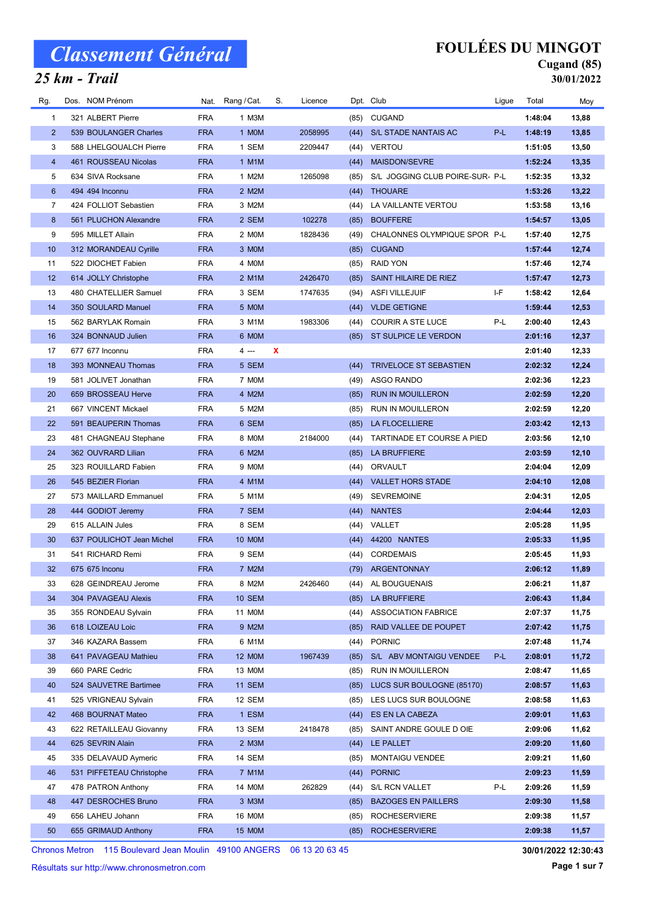# Classement Général

## 25 km - Trail

# FOULÉES DU MINGOT

**Cugand (85)**

**30/01/2022**

| Rg. | Dos. | NOM Prénom | Nat. | Rang / Cat. | S. | Licence | Dpt. | Club | Ligue | Total | Moy |
|---|---|---|---|---|---|---|---|---|---|---|---|
| 1 | 321 | ALBERT Pierre | FRA | 1 M3M | | | (85) | CUGAND | | 1:48:04 | 13,88 |
| 2 | 539 | BOULANGER Charles | FRA | 1 M0M | | 2058995 | (44) | S/L STADE NANTAIS AC | P-L | 1:48:19 | 13,85 |
| 3 | 588 | LHELGOUALCH Pierre | FRA | 1 SEM | | 2209447 | (44) | VERTOU | | 1:51:05 | 13,50 |
| 4 | 461 | ROUSSEAU Nicolas | FRA | 1 M1M | | | (44) | MAISDON/SEVRE | | 1:52:24 | 13,35 |
| 5 | 634 | SIVA Rocksane | FRA | 1 M2M | | 1265098 | (85) | S/L JOGGING CLUB POIRE-SUR- | P-L | 1:52:35 | 13,32 |
| 6 | 494 | 494 Inconnu | FRA | 2 M2M | | | (44) | THOUARE | | 1:53:26 | 13,22 |
| 7 | 424 | FOLLIOT Sebastien | FRA | 3 M2M | | | (44) | LA VAILLANTE VERTOU | | 1:53:58 | 13,16 |
| 8 | 561 | PLUCHON Alexandre | FRA | 2 SEM | | 102278 | (85) | BOUFFERE | | 1:54:57 | 13,05 |
| 9 | 595 | MILLET Allain | FRA | 2 M0M | | 1828436 | (49) | CHALONNES OLYMPIQUE SPOR | P-L | 1:57:40 | 12,75 |
| 10 | 312 | MORANDEAU Cyrille | FRA | 3 M0M | | | (85) | CUGAND | | 1:57:44 | 12,74 |
| 11 | 522 | DIOCHET Fabien | FRA | 4 M0M | | | (85) | RAID YON | | 1:57:46 | 12,74 |
| 12 | 614 | JOLLY Christophe | FRA | 2 M1M | | 2426470 | (85) | SAINT HILAIRE DE RIEZ | | 1:57:47 | 12,73 |
| 13 | 480 | CHATELLIER Samuel | FRA | 3 SEM | | 1747635 | (94) | ASFI VILLEJUIF | I-F | 1:58:42 | 12,64 |
| 14 | 350 | SOULARD Manuel | FRA | 5 M0M | | | (44) | VLDE GETIGNE | | 1:59:44 | 12,53 |
| 15 | 562 | BARYLAK Romain | FRA | 3 M1M | | 1983306 | (44) | COURIR A STE LUCE | P-L | 2:00:40 | 12,43 |
| 16 | 324 | BONNAUD Julien | FRA | 6 M0M | | | (85) | ST SULPICE LE VERDON | | 2:01:16 | 12,37 |
| 17 | 677 | 677 Inconnu | FRA | 4 --- | X | | | | | 2:01:40 | 12,33 |
| 18 | 393 | MONNEAU Thomas | FRA | 5 SEM | | | (44) | TRIVELOCE ST SEBASTIEN | | 2:02:32 | 12,24 |
| 19 | 581 | JOLIVET Jonathan | FRA | 7 M0M | | | (49) | ASGO RANDO | | 2:02:36 | 12,23 |
| 20 | 659 | BROSSEAU Herve | FRA | 4 M2M | | | (85) | RUN IN MOUILLERON | | 2:02:59 | 12,20 |
| 21 | 667 | VINCENT Mickael | FRA | 5 M2M | | | (85) | RUN IN MOUILLERON | | 2:02:59 | 12,20 |
| 22 | 591 | BEAUPERIN Thomas | FRA | 6 SEM | | | (85) | LA FLOCELLIERE | | 2:03:42 | 12,13 |
| 23 | 481 | CHAGNEAU Stephane | FRA | 8 M0M | | 2184000 | (44) | TARTINADE ET COURSE A PIED | | 2:03:56 | 12,10 |
| 24 | 362 | OUVRARD Lilian | FRA | 6 M2M | | | (85) | LA BRUFFIERE | | 2:03:59 | 12,10 |
| 25 | 323 | ROUILLARD Fabien | FRA | 9 M0M | | | (44) | ORVAULT | | 2:04:04 | 12,09 |
| 26 | 545 | BEZIER Florian | FRA | 4 M1M | | | (44) | VALLET HORS STADE | | 2:04:10 | 12,08 |
| 27 | 573 | MAILLARD Emmanuel | FRA | 5 M1M | | | (49) | SEVREMOINE | | 2:04:31 | 12,05 |
| 28 | 444 | GODIOT Jeremy | FRA | 7 SEM | | | (44) | NANTES | | 2:04:44 | 12,03 |
| 29 | 615 | ALLAIN Jules | FRA | 8 SEM | | | (44) | VALLET | | 2:05:28 | 11,95 |
| 30 | 637 | POULICHOT Jean Michel | FRA | 10 M0M | | | (44) | 44200 NANTES | | 2:05:33 | 11,95 |
| 31 | 541 | RICHARD Remi | FRA | 9 SEM | | | (44) | CORDEMAIS | | 2:05:45 | 11,93 |
| 32 | 675 | 675 Inconu | FRA | 7 M2M | | | (79) | ARGENTONNAY | | 2:06:12 | 11,89 |
| 33 | 628 | GEINDREAU Jerome | FRA | 8 M2M | | 2426460 | (44) | AL BOUGUENAIS | | 2:06:21 | 11,87 |
| 34 | 304 | PAVAGEAU Alexis | FRA | 10 SEM | | | (85) | LA BRUFFIERE | | 2:06:43 | 11,84 |
| 35 | 355 | RONDEAU Sylvain | FRA | 11 M0M | | | (44) | ASSOCIATION FABRICE | | 2:07:37 | 11,75 |
| 36 | 618 | LOIZEAU Loic | FRA | 9 M2M | | | (85) | RAID VALLEE DE POUPET | | 2:07:42 | 11,75 |
| 37 | 346 | KAZARA Bassem | FRA | 6 M1M | | | (44) | PORNIC | | 2:07:48 | 11,74 |
| 38 | 641 | PAVAGEAU Mathieu | FRA | 12 M0M | | 1967439 | (85) | S/L ABV MONTAIGU VENDEE | P-L | 2:08:01 | 11,72 |
| 39 | 660 | PARE Cedric | FRA | 13 M0M | | | (85) | RUN IN MOUILLERON | | 2:08:47 | 11,65 |
| 40 | 524 | SAUVETRE Bartimee | FRA | 11 SEM | | | (85) | LUCS SUR BOULOGNE (85170) | | 2:08:57 | 11,63 |
| 41 | 525 | VRIGNEAU Sylvain | FRA | 12 SEM | | | (85) | LES LUCS SUR BOULOGNE | | 2:08:58 | 11,63 |
| 42 | 468 | BOURNAT Mateo | FRA | 1 ESM | | | (44) | ES EN LA CABEZA | | 2:09:01 | 11,63 |
| 43 | 622 | RETAILLEAU Giovanny | FRA | 13 SEM | | 2418478 | (85) | SAINT ANDRE GOULE D OIE | | 2:09:06 | 11,62 |
| 44 | 625 | SEVRIN Alain | FRA | 2 M3M | | | (44) | LE PALLET | | 2:09:20 | 11,60 |
| 45 | 335 | DELAVAUD Aymeric | FRA | 14 SEM | | | (85) | MONTAIGU VENDEE | | 2:09:21 | 11,60 |
| 46 | 531 | PIFFETEAU Christophe | FRA | 7 M1M | | | (44) | PORNIC | | 2:09:23 | 11,59 |
| 47 | 478 | PATRON Anthony | FRA | 14 M0M | | 262829 | (44) | S/L RCN VALLET | P-L | 2:09:26 | 11,59 |
| 48 | 447 | DESROCHES Bruno | FRA | 3 M3M | | | (85) | BAZOGES EN PAILLERS | | 2:09:30 | 11,58 |
| 49 | 656 | LAHEU Johann | FRA | 16 M0M | | | (85) | ROCHESERVIERE | | 2:09:38 | 11,57 |
| 50 | 655 | GRIMAUD Anthony | FRA | 15 M0M | | | (85) | ROCHESERVIERE | | 2:09:38 | 11,57 |

Chronos Metron 115 Boulevard Jean Moulin 49100 ANGERS 06 13 20 63 45

Résultats sur http://www.chronosmetron.com

30/01/2022 12:30:43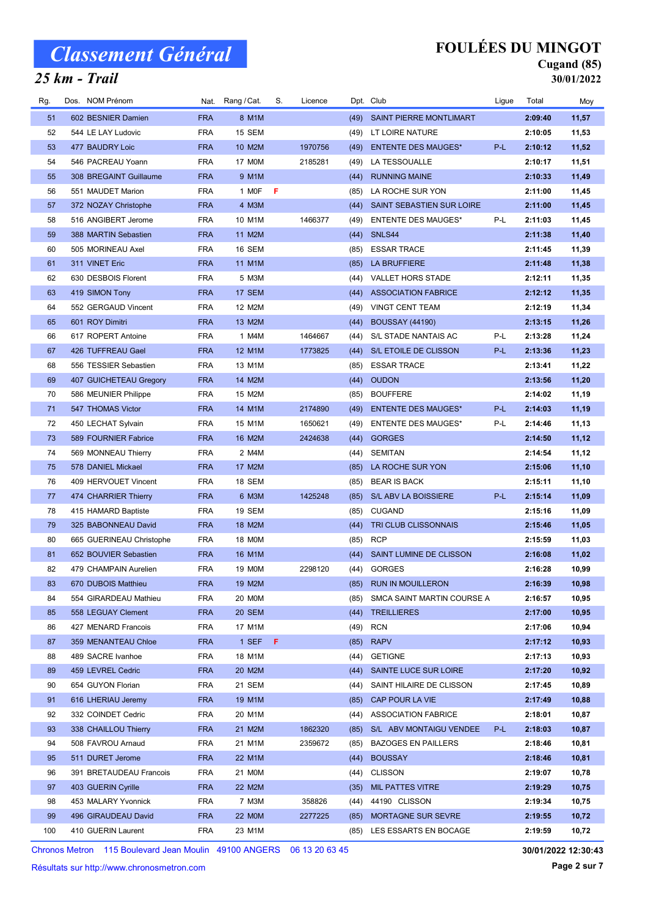# Classement Général

## 25 km - Trail

## FOULÉES DU MINGOT

Cugand (85)

30/01/2022

| Rg. | Dos. | NOM Prénom | Nat. | Rang / Cat. | S. | Licence | Dpt. | Club | Ligue | Total | Moy |
|---|---|---|---|---|---|---|---|---|---|---|---|
| 51 | 602 | BESNIER Damien | FRA | 8 M1M | | | (49) | SAINT PIERRE MONTLIMART | | 2:09:40 | 11,57 |
| 52 | 544 | LE LAY Ludovic | FRA | 15 SEM | | | (49) | LT LOIRE NATURE | | 2:10:05 | 11,53 |
| 53 | 477 | BAUDRY Loic | FRA | 10 M2M | | 1970756 | (49) | ENTENTE DES MAUGES* | P-L | 2:10:12 | 11,52 |
| 54 | 546 | PACREAU Yoann | FRA | 17 M0M | | 2185281 | (49) | LA TESSOUALLE | | 2:10:17 | 11,51 |
| 55 | 308 | BREGAINT Guillaume | FRA | 9 M1M | | | (44) | RUNNING MAINE | | 2:10:33 | 11,49 |
| 56 | 551 | MAUDET Marion | FRA | 1 M0F | F | | (85) | LA ROCHE SUR YON | | 2:11:00 | 11,45 |
| 57 | 372 | NOZAY Christophe | FRA | 4 M3M | | | (44) | SAINT SEBASTIEN SUR LOIRE | | 2:11:00 | 11,45 |
| 58 | 516 | ANGIBERT Jerome | FRA | 10 M1M | | 1466377 | (49) | ENTENTE DES MAUGES* | P-L | 2:11:03 | 11,45 |
| 59 | 388 | MARTIN Sebastien | FRA | 11 M2M | | | (44) | SNLS44 | | 2:11:38 | 11,40 |
| 60 | 505 | MORINEAU Axel | FRA | 16 SEM | | | (85) | ESSAR TRACE | | 2:11:45 | 11,39 |
| 61 | 311 | VINET Eric | FRA | 11 M1M | | | (85) | LA BRUFFIERE | | 2:11:48 | 11,38 |
| 62 | 630 | DESBOIS Florent | FRA | 5 M3M | | | (44) | VALLET HORS STADE | | 2:12:11 | 11,35 |
| 63 | 419 | SIMON Tony | FRA | 17 SEM | | | (44) | ASSOCIATION FABRICE | | 2:12:12 | 11,35 |
| 64 | 552 | GERGAUD Vincent | FRA | 12 M2M | | | (49) | VINGT CENT TEAM | | 2:12:19 | 11,34 |
| 65 | 601 | ROY Dimitri | FRA | 13 M2M | | | (44) | BOUSSAY (44190) | | 2:13:15 | 11,26 |
| 66 | 617 | ROPERT Antoine | FRA | 1 M4M | | 1464667 | (44) | S/L STADE NANTAIS AC | P-L | 2:13:28 | 11,24 |
| 67 | 426 | TUFFREAU Gael | FRA | 12 M1M | | 1773825 | (44) | S/L ETOILE DE CLISSON | P-L | 2:13:36 | 11,23 |
| 68 | 556 | TESSIER Sebastien | FRA | 13 M1M | | | (85) | ESSAR TRACE | | 2:13:41 | 11,22 |
| 69 | 407 | GUICHETEAU Gregory | FRA | 14 M2M | | | (44) | OUDON | | 2:13:56 | 11,20 |
| 70 | 586 | MEUNIER Philippe | FRA | 15 M2M | | | (85) | BOUFFERE | | 2:14:02 | 11,19 |
| 71 | 547 | THOMAS Victor | FRA | 14 M1M | | 2174890 | (49) | ENTENTE DES MAUGES* | P-L | 2:14:03 | 11,19 |
| 72 | 450 | LECHAT Sylvain | FRA | 15 M1M | | 1650621 | (49) | ENTENTE DES MAUGES* | P-L | 2:14:46 | 11,13 |
| 73 | 589 | FOURNIER Fabrice | FRA | 16 M2M | | 2424638 | (44) | GORGES | | 2:14:50 | 11,12 |
| 74 | 569 | MONNEAU Thierry | FRA | 2 M4M | | | (44) | SEMITAN | | 2:14:54 | 11,12 |
| 75 | 578 | DANIEL Mickael | FRA | 17 M2M | | | (85) | LA ROCHE SUR YON | | 2:15:06 | 11,10 |
| 76 | 409 | HERVOUET Vincent | FRA | 18 SEM | | | (85) | BEAR IS BACK | | 2:15:11 | 11,10 |
| 77 | 474 | CHARRIER Thierry | FRA | 6 M3M | | 1425248 | (85) | S/L ABV LA BOISSIERE | P-L | 2:15:14 | 11,09 |
| 78 | 415 | HAMARD Baptiste | FRA | 19 SEM | | | (85) | CUGAND | | 2:15:16 | 11,09 |
| 79 | 325 | BABONNEAU David | FRA | 18 M2M | | | (44) | TRI CLUB CLISSONNAIS | | 2:15:46 | 11,05 |
| 80 | 665 | GUERINEAU Christophe | FRA | 18 M0M | | | (85) | RCP | | 2:15:59 | 11,03 |
| 81 | 652 | BOUVIER Sebastien | FRA | 16 M1M | | | (44) | SAINT LUMINE DE CLISSON | | 2:16:08 | 11,02 |
| 82 | 479 | CHAMPAIN Aurelien | FRA | 19 M0M | | 2298120 | (44) | GORGES | | 2:16:28 | 10,99 |
| 83 | 670 | DUBOIS Matthieu | FRA | 19 M2M | | | (85) | RUN IN MOUILLERON | | 2:16:39 | 10,98 |
| 84 | 554 | GIRARDEAU Mathieu | FRA | 20 M0M | | | (85) | SMCA SAINT MARTIN COURSE A | | 2:16:57 | 10,95 |
| 85 | 558 | LEGUAY Clement | FRA | 20 SEM | | | (44) | TREILLIERES | | 2:17:00 | 10,95 |
| 86 | 427 | MENARD Francois | FRA | 17 M1M | | | (49) | RCN | | 2:17:06 | 10,94 |
| 87 | 359 | MENANTEAU Chloe | FRA | 1 SEF | F | | (85) | RAPV | | 2:17:12 | 10,93 |
| 88 | 489 | SACRE Ivanhoe | FRA | 18 M1M | | | (44) | GETIGNE | | 2:17:13 | 10,93 |
| 89 | 459 | LEVREL Cedric | FRA | 20 M2M | | | (44) | SAINTE LUCE SUR LOIRE | | 2:17:20 | 10,92 |
| 90 | 654 | GUYON Florian | FRA | 21 SEM | | | (44) | SAINT HILAIRE DE CLISSON | | 2:17:45 | 10,89 |
| 91 | 616 | LHERIAU Jeremy | FRA | 19 M1M | | | (85) | CAP POUR LA VIE | | 2:17:49 | 10,88 |
| 92 | 332 | COINDET Cedric | FRA | 20 M1M | | | (44) | ASSOCIATION FABRICE | | 2:18:01 | 10,87 |
| 93 | 338 | CHAILLOU Thierry | FRA | 21 M2M | | 1862320 | (85) | S/L ABV MONTAIGU VENDEE | P-L | 2:18:03 | 10,87 |
| 94 | 508 | FAVROU Arnaud | FRA | 21 M1M | | 2359672 | (85) | BAZOGES EN PAILLERS | | 2:18:46 | 10,81 |
| 95 | 511 | DURET Jerome | FRA | 22 M1M | | | (44) | BOUSSAY | | 2:18:46 | 10,81 |
| 96 | 391 | BRETAUDEAU Francois | FRA | 21 M0M | | | (44) | CLISSON | | 2:19:07 | 10,78 |
| 97 | 403 | GUERIN Cyrille | FRA | 22 M2M | | | (35) | MIL PATTES VITRE | | 2:19:29 | 10,75 |
| 98 | 453 | MALARY Yvonnick | FRA | 7 M3M | | 358826 | (44) | 44190 CLISSON | | 2:19:34 | 10,75 |
| 99 | 496 | GIRAUDEAU David | FRA | 22 M0M | | 2277225 | (85) | MORTAGNE SUR SEVRE | | 2:19:55 | 10,72 |
| 100 | 410 | GUERIN Laurent | FRA | 23 M1M | | | (85) | LES ESSARTS EN BOCAGE | | 2:19:59 | 10,72 |

Chronos Metron 115 Boulevard Jean Moulin 49100 ANGERS 06 13 20 63 45

Résultats sur http://www.chronosmetron.com

30/01/2022 12:30:43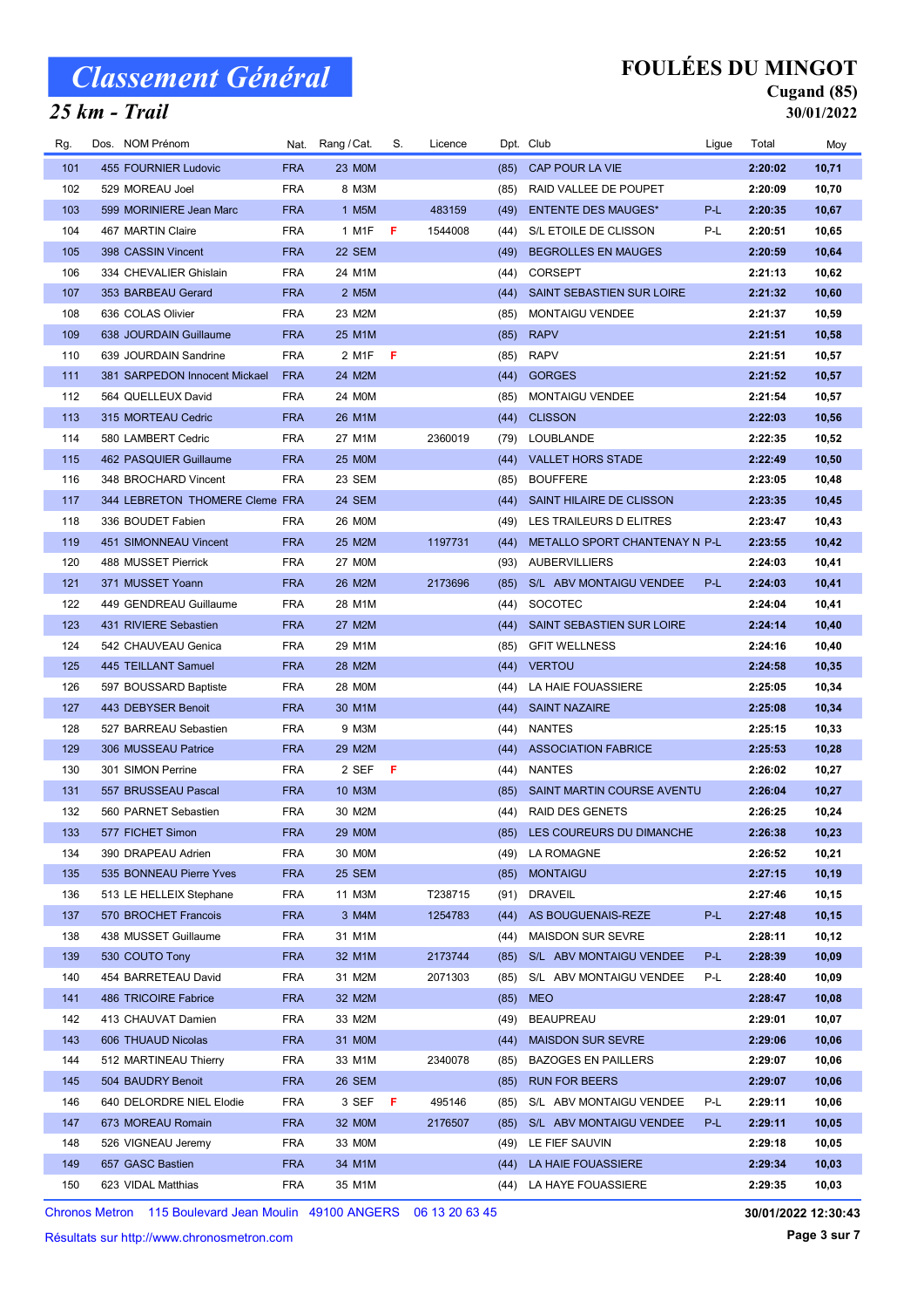# Classement Général

## 25 km - Trail

## FOULÉES DU MINGOT

**Cugand (85)**

**30/01/2022**

| Rg. | Dos. | NOM Prénom | Nat. | Rang / Cat. | S. | Licence | Dpt. | Club | Ligue | Total | Moy |
|---|---|---|---|---|---|---|---|---|---|---|---|
| 101 | 455 | FOURNIER Ludovic | FRA | 23 M0M | | | (85) | CAP POUR LA VIE | | 2:20:02 | 10,71 |
| 102 | 529 | MOREAU Joel | FRA | 8 M3M | | | (85) | RAID VALLEE DE POUPET | | 2:20:09 | 10,70 |
| 103 | 599 | MORINIERE Jean Marc | FRA | 1 M5M | | 483159 | (49) | ENTENTE DES MAUGES* | P-L | 2:20:35 | 10,67 |
| 104 | 467 | MARTIN Claire | FRA | 1 M1F | F | 1544008 | (44) | S/L ETOILE DE CLISSON | P-L | 2:20:51 | 10,65 |
| 105 | 398 | CASSIN Vincent | FRA | 22 SEM | | | (49) | BEGROLLES EN MAUGES | | 2:20:59 | 10,64 |
| 106 | 334 | CHEVALIER Ghislain | FRA | 24 M1M | | | (44) | CORSEPT | | 2:21:13 | 10,62 |
| 107 | 353 | BARBEAU Gerard | FRA | 2 M5M | | | (44) | SAINT SEBASTIEN SUR LOIRE | | 2:21:32 | 10,60 |
| 108 | 636 | COLAS Olivier | FRA | 23 M2M | | | (85) | MONTAIGU VENDEE | | 2:21:37 | 10,59 |
| 109 | 638 | JOURDAIN Guillaume | FRA | 25 M1M | | | (85) | RAPV | | 2:21:51 | 10,58 |
| 110 | 639 | JOURDAIN Sandrine | FRA | 2 M1F | F | | (85) | RAPV | | 2:21:51 | 10,57 |
| 111 | 381 | SARPEDON Innocent Mickael | FRA | 24 M2M | | | (44) | GORGES | | 2:21:52 | 10,57 |
| 112 | 564 | QUELLEUX David | FRA | 24 M0M | | | (85) | MONTAIGU VENDEE | | 2:21:54 | 10,57 |
| 113 | 315 | MORTEAU Cedric | FRA | 26 M1M | | | (44) | CLISSON | | 2:22:03 | 10,56 |
| 114 | 580 | LAMBERT Cedric | FRA | 27 M1M | | 2360019 | (79) | LOUBLANDE | | 2:22:35 | 10,52 |
| 115 | 462 | PASQUIER Guillaume | FRA | 25 M0M | | | (44) | VALLET HORS STADE | | 2:22:49 | 10,50 |
| 116 | 348 | BROCHARD Vincent | FRA | 23 SEM | | | (85) | BOUFFERE | | 2:23:05 | 10,48 |
| 117 | 344 | LEBRETON THOMERE Cleme | FRA | 24 SEM | | | (44) | SAINT HILAIRE DE CLISSON | | 2:23:35 | 10,45 |
| 118 | 336 | BOUDET Fabien | FRA | 26 M0M | | | (49) | LES TRAILEURS D ELITRES | | 2:23:47 | 10,43 |
| 119 | 451 | SIMONNEAU Vincent | FRA | 25 M2M | | 1197731 | (44) | METALLO SPORT CHANTENAY N | P-L | 2:23:55 | 10,42 |
| 120 | 488 | MUSSET Pierrick | FRA | 27 M0M | | | (93) | AUBERVILLIERS | | 2:24:03 | 10,41 |
| 121 | 371 | MUSSET Yoann | FRA | 26 M2M | | 2173696 | (85) | S/L ABV MONTAIGU VENDEE | P-L | 2:24:03 | 10,41 |
| 122 | 449 | GENDREAU Guillaume | FRA | 28 M1M | | | (44) | SOCOTEC | | 2:24:04 | 10,41 |
| 123 | 431 | RIVIERE Sebastien | FRA | 27 M2M | | | (44) | SAINT SEBASTIEN SUR LOIRE | | 2:24:14 | 10,40 |
| 124 | 542 | CHAUVEAU Genica | FRA | 29 M1M | | | (85) | GFIT WELLNESS | | 2:24:16 | 10,40 |
| 125 | 445 | TEILLANT Samuel | FRA | 28 M2M | | | (44) | VERTOU | | 2:24:58 | 10,35 |
| 126 | 597 | BOUSSARD Baptiste | FRA | 28 M0M | | | (44) | LA HAIE FOUASSIERE | | 2:25:05 | 10,34 |
| 127 | 443 | DEBYSER Benoit | FRA | 30 M1M | | | (44) | SAINT NAZAIRE | | 2:25:08 | 10,34 |
| 128 | 527 | BARREAU Sebastien | FRA | 9 M3M | | | (44) | NANTES | | 2:25:15 | 10,33 |
| 129 | 306 | MUSSEAU Patrice | FRA | 29 M2M | | | (44) | ASSOCIATION FABRICE | | 2:25:53 | 10,28 |
| 130 | 301 | SIMON Perrine | FRA | 2 SEF | F | | (44) | NANTES | | 2:26:02 | 10,27 |
| 131 | 557 | BRUSSEAU Pascal | FRA | 10 M3M | | | (85) | SAINT MARTIN COURSE AVENTU | | 2:26:04 | 10,27 |
| 132 | 560 | PARNET Sebastien | FRA | 30 M2M | | | (44) | RAID DES GENETS | | 2:26:25 | 10,24 |
| 133 | 577 | FICHET Simon | FRA | 29 M0M | | | (85) | LES COUREURS DU DIMANCHE | | 2:26:38 | 10,23 |
| 134 | 390 | DRAPEAU Adrien | FRA | 30 M0M | | | (49) | LA ROMAGNE | | 2:26:52 | 10,21 |
| 135 | 535 | BONNEAU Pierre Yves | FRA | 25 SEM | | | (85) | MONTAIGU | | 2:27:15 | 10,19 |
| 136 | 513 | LE HELLEIX Stephane | FRA | 11 M3M | | T238715 | (91) | DRAVEIL | | 2:27:46 | 10,15 |
| 137 | 570 | BROCHET Francois | FRA | 3 M4M | | 1254783 | (44) | AS BOUGUENAIS-REZE | P-L | 2:27:48 | 10,15 |
| 138 | 438 | MUSSET Guillaume | FRA | 31 M1M | | | (44) | MAISDON SUR SEVRE | | 2:28:11 | 10,12 |
| 139 | 530 | COUTO Tony | FRA | 32 M1M | | 2173744 | (85) | S/L ABV MONTAIGU VENDEE | P-L | 2:28:39 | 10,09 |
| 140 | 454 | BARRETEAU David | FRA | 31 M2M | | 2071303 | (85) | S/L ABV MONTAIGU VENDEE | P-L | 2:28:40 | 10,09 |
| 141 | 486 | TRICOIRE Fabrice | FRA | 32 M2M | | | (85) | MEO | | 2:28:47 | 10,08 |
| 142 | 413 | CHAUVAT Damien | FRA | 33 M2M | | | (49) | BEAUPREAU | | 2:29:01 | 10,07 |
| 143 | 606 | THUAUD Nicolas | FRA | 31 M0M | | | (44) | MAISDON SUR SEVRE | | 2:29:06 | 10,06 |
| 144 | 512 | MARTINEAU Thierry | FRA | 33 M1M | | 2340078 | (85) | BAZOGES EN PAILLERS | | 2:29:07 | 10,06 |
| 145 | 504 | BAUDRY Benoit | FRA | 26 SEM | | | (85) | RUN FOR BEERS | | 2:29:07 | 10,06 |
| 146 | 640 | DELORDRE NIEL Elodie | FRA | 3 SEF | F | 495146 | (85) | S/L ABV MONTAIGU VENDEE | P-L | 2:29:11 | 10,06 |
| 147 | 673 | MOREAU Romain | FRA | 32 M0M | | 2176507 | (85) | S/L ABV MONTAIGU VENDEE | P-L | 2:29:11 | 10,05 |
| 148 | 526 | VIGNEAU Jeremy | FRA | 33 M0M | | | (49) | LE FIEF SAUVIN | | 2:29:18 | 10,05 |
| 149 | 657 | GASC Bastien | FRA | 34 M1M | | | (44) | LA HAIE FOUASSIERE | | 2:29:34 | 10,03 |
| 150 | 623 | VIDAL Matthias | FRA | 35 M1M | | | (44) | LA HAYE FOUASSIERE | | 2:29:35 | 10,03 |

Chronos Metron 115 Boulevard Jean Moulin 49100 ANGERS 06 13 20 63 45 — 30/01/2022 12:30:43

Résultats sur http://www.chronosmetron.com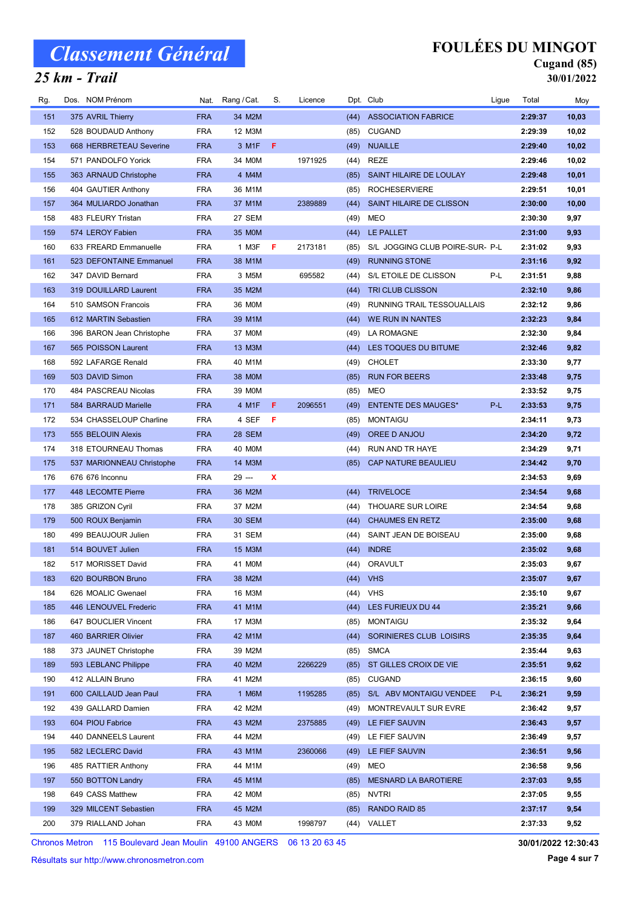# Classement Général

## 25 km - Trail

# FOULÉES DU MINGOT

### Cugand (85)

### 30/01/2022

| Rg. | Dos. | NOM Prénom | Nat. | Rang / Cat. | S. | Licence | Dpt. | Club | Ligue | Total | Moy |
|---|---|---|---|---|---|---|---|---|---|---|---|
| 151 | 375 | AVRIL Thierry | FRA | 34 M2M | | | (44) | ASSOCIATION FABRICE | | 2:29:37 | 10,03 |
| 152 | 528 | BOUDAUD Anthony | FRA | 12 M3M | | | (85) | CUGAND | | 2:29:39 | 10,02 |
| 153 | 668 | HERBRETEAU Severine | FRA | 3 M1F | F | | (49) | NUAILLE | | 2:29:40 | 10,02 |
| 154 | 571 | PANDOLFO Yorick | FRA | 34 M0M | | 1971925 | (44) | REZE | | 2:29:46 | 10,02 |
| 155 | 363 | ARNAUD Christophe | FRA | 4 M4M | | | (85) | SAINT HILAIRE DE LOULAY | | 2:29:48 | 10,01 |
| 156 | 404 | GAUTIER Anthony | FRA | 36 M1M | | | (85) | ROCHESERVIERE | | 2:29:51 | 10,01 |
| 157 | 364 | MULIARDO Jonathan | FRA | 37 M1M | | 2389889 | (44) | SAINT HILAIRE DE CLISSON | | 2:30:00 | 10,00 |
| 158 | 483 | FLEURY Tristan | FRA | 27 SEM | | | (49) | MEO | | 2:30:30 | 9,97 |
| 159 | 574 | LEROY Fabien | FRA | 35 M0M | | | (44) | LE PALLET | | 2:31:00 | 9,93 |
| 160 | 633 | FREARD Emmanuelle | FRA | 1 M3F | F | 2173181 | (85) | S/L JOGGING CLUB POIRE-SUR- | P-L | 2:31:02 | 9,93 |
| 161 | 523 | DEFONTAINE Emmanuel | FRA | 38 M1M | | | (49) | RUNNING STONE | | 2:31:16 | 9,92 |
| 162 | 347 | DAVID Bernard | FRA | 3 M5M | | 695582 | (44) | S/L ETOILE DE CLISSON | P-L | 2:31:51 | 9,88 |
| 163 | 319 | DOUILLARD Laurent | FRA | 35 M2M | | | (44) | TRI CLUB CLISSON | | 2:32:10 | 9,86 |
| 164 | 510 | SAMSON Francois | FRA | 36 M0M | | | (49) | RUNNING TRAIL TESSOUALLAIS | | 2:32:12 | 9,86 |
| 165 | 612 | MARTIN Sebastien | FRA | 39 M1M | | | (44) | WE RUN IN NANTES | | 2:32:23 | 9,84 |
| 166 | 396 | BARON Jean Christophe | FRA | 37 M0M | | | (49) | LA ROMAGNE | | 2:32:30 | 9,84 |
| 167 | 565 | POISSON Laurent | FRA | 13 M3M | | | (44) | LES TOQUES DU BITUME | | 2:32:46 | 9,82 |
| 168 | 592 | LAFARGE Renald | FRA | 40 M1M | | | (49) | CHOLET | | 2:33:30 | 9,77 |
| 169 | 503 | DAVID Simon | FRA | 38 M0M | | | (85) | RUN FOR BEERS | | 2:33:48 | 9,75 |
| 170 | 484 | PASCREAU Nicolas | FRA | 39 M0M | | | (85) | MEO | | 2:33:52 | 9,75 |
| 171 | 584 | BARRAUD Marielle | FRA | 4 M1F | F | 2096551 | (49) | ENTENTE DES MAUGES* | P-L | 2:33:53 | 9,75 |
| 172 | 534 | CHASSELOUP Charline | FRA | 4 SEF | F | | (85) | MONTAIGU | | 2:34:11 | 9,73 |
| 173 | 555 | BELOUIN Alexis | FRA | 28 SEM | | | (49) | OREE D ANJOU | | 2:34:20 | 9,72 |
| 174 | 318 | ETOURNEAU Thomas | FRA | 40 M0M | | | (44) | RUN AND TR HAYE | | 2:34:29 | 9,71 |
| 175 | 537 | MARIONNEAU Christophe | FRA | 14 M3M | | | (85) | CAP NATURE BEAULIEU | | 2:34:42 | 9,70 |
| 176 | 676 | 676 Inconnu | FRA | 29 --- | X | | | | | 2:34:53 | 9,69 |
| 177 | 448 | LECOMTE Pierre | FRA | 36 M2M | | | (44) | TRIVELOCE | | 2:34:54 | 9,68 |
| 178 | 385 | GRIZON Cyril | FRA | 37 M2M | | | (44) | THOUARE SUR LOIRE | | 2:34:54 | 9,68 |
| 179 | 500 | ROUX Benjamin | FRA | 30 SEM | | | (44) | CHAUMES EN RETZ | | 2:35:00 | 9,68 |
| 180 | 499 | BEAUJOUR Julien | FRA | 31 SEM | | | (44) | SAINT JEAN DE BOISEAU | | 2:35:00 | 9,68 |
| 181 | 514 | BOUVET Julien | FRA | 15 M3M | | | (44) | INDRE | | 2:35:02 | 9,68 |
| 182 | 517 | MORISSET David | FRA | 41 M0M | | | (44) | ORAVULT | | 2:35:03 | 9,67 |
| 183 | 620 | BOURBON Bruno | FRA | 38 M2M | | | (44) | VHS | | 2:35:07 | 9,67 |
| 184 | 626 | MOALIC Gwenael | FRA | 16 M3M | | | (44) | VHS | | 2:35:10 | 9,67 |
| 185 | 446 | LENOUVEL Frederic | FRA | 41 M1M | | | (44) | LES FURIEUX DU 44 | | 2:35:21 | 9,66 |
| 186 | 647 | BOUCLIER Vincent | FRA | 17 M3M | | | (85) | MONTAIGU | | 2:35:32 | 9,64 |
| 187 | 460 | BARRIER Olivier | FRA | 42 M1M | | | (44) | SORINIERES CLUB LOISIRS | | 2:35:35 | 9,64 |
| 188 | 373 | JAUNET Christophe | FRA | 39 M2M | | | (85) | SMCA | | 2:35:44 | 9,63 |
| 189 | 593 | LEBLANC Philippe | FRA | 40 M2M | | 2266229 | (85) | ST GILLES CROIX DE VIE | | 2:35:51 | 9,62 |
| 190 | 412 | ALLAIN Bruno | FRA | 41 M2M | | | (85) | CUGAND | | 2:36:15 | 9,60 |
| 191 | 600 | CAILLAUD Jean Paul | FRA | 1 M6M | | 1195285 | (85) | S/L ABV MONTAIGU VENDEE | P-L | 2:36:21 | 9,59 |
| 192 | 439 | GALLARD Damien | FRA | 42 M2M | | | (49) | MONTREVAULT SUR EVRE | | 2:36:42 | 9,57 |
| 193 | 604 | PIOU Fabrice | FRA | 43 M2M | | 2375885 | (49) | LE FIEF SAUVIN | | 2:36:43 | 9,57 |
| 194 | 440 | DANNEELS Laurent | FRA | 44 M2M | | | (49) | LE FIEF SAUVIN | | 2:36:49 | 9,57 |
| 195 | 582 | LECLERC David | FRA | 43 M1M | | 2360066 | (49) | LE FIEF SAUVIN | | 2:36:51 | 9,56 |
| 196 | 485 | RATTIER Anthony | FRA | 44 M1M | | | (49) | MEO | | 2:36:58 | 9,56 |
| 197 | 550 | BOTTON Landry | FRA | 45 M1M | | | (85) | MESNARD LA BAROTIERE | | 2:37:03 | 9,55 |
| 198 | 649 | CASS Matthew | FRA | 42 M0M | | | (85) | NVTRI | | 2:37:05 | 9,55 |
| 199 | 329 | MILCENT Sebastien | FRA | 45 M2M | | | (85) | RANDO RAID 85 | | 2:37:17 | 9,54 |
| 200 | 379 | RIALLAND Johan | FRA | 43 M0M | | 1998797 | (44) | VALLET | | 2:37:33 | 9,52 |

Chronos Metron 115 Boulevard Jean Moulin 49100 ANGERS 06 13 20 63 45

Résultats sur http://www.chronosmetron.com

30/01/2022 12:30:43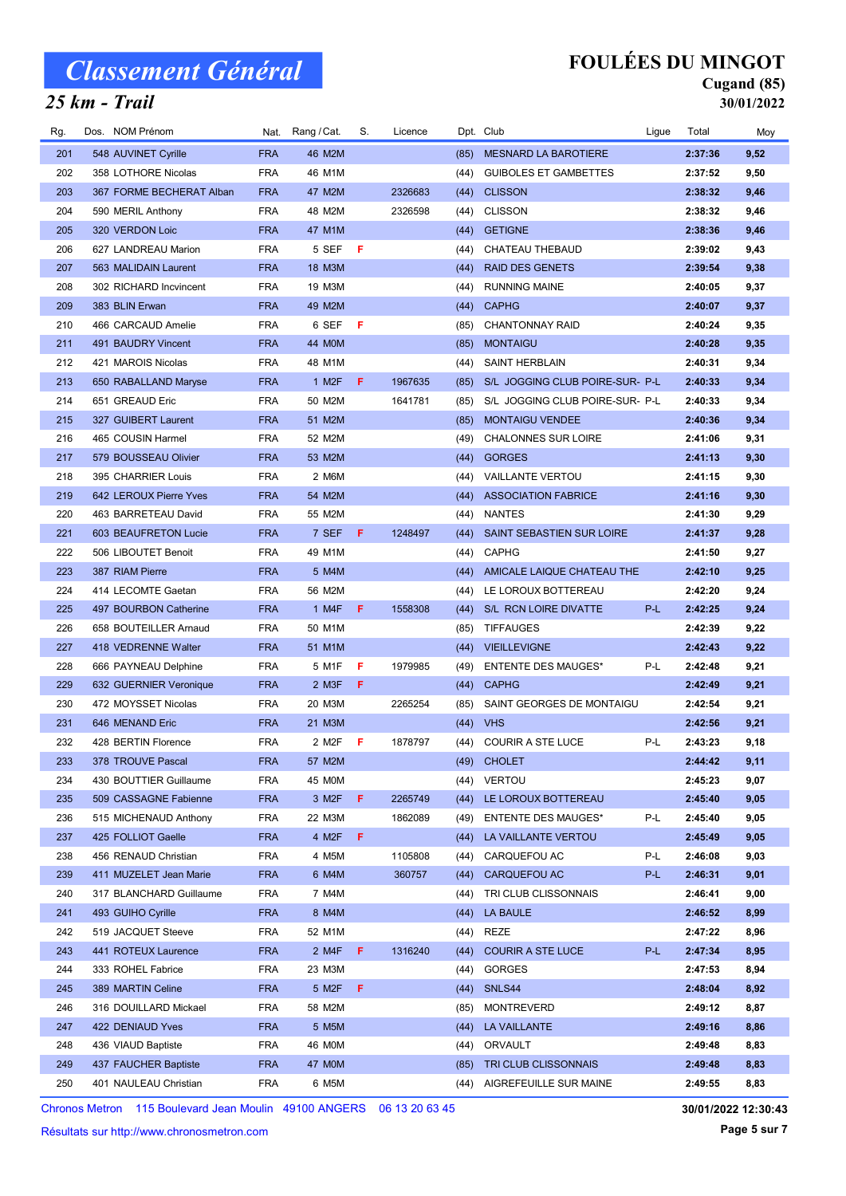# Classement Général

## 25 km - Trail

# FOULÉES DU MINGOT

**Cugand (85)**

**30/01/2022**

| Rg. | Dos. | NOM Prénom | Nat. | Rang / Cat. | S. | Licence | Dpt. | Club | Ligue | Total | Moy |
|---|---|---|---|---|---|---|---|---|---|---|---|
| 201 | 548 | AUVINET Cyrille | FRA | 46 M2M | | | (85) | MESNARD LA BAROTIERE | | 2:37:36 | 9,52 |
| 202 | 358 | LOTHORE Nicolas | FRA | 46 M1M | | | (44) | GUIBOLES ET GAMBETTES | | 2:37:52 | 9,50 |
| 203 | 367 | FORME BECHERAT Alban | FRA | 47 M2M | | 2326683 | (44) | CLISSON | | 2:38:32 | 9,46 |
| 204 | 590 | MERIL Anthony | FRA | 48 M2M | | 2326598 | (44) | CLISSON | | 2:38:32 | 9,46 |
| 205 | 320 | VERDON Loic | FRA | 47 M1M | | | (44) | GETIGNE | | 2:38:36 | 9,46 |
| 206 | 627 | LANDREAU Marion | FRA | 5 SEF | F | | (44) | CHATEAU THEBAUD | | 2:39:02 | 9,43 |
| 207 | 563 | MALIDAIN Laurent | FRA | 18 M3M | | | (44) | RAID DES GENETS | | 2:39:54 | 9,38 |
| 208 | 302 | RICHARD Incvincent | FRA | 19 M3M | | | (44) | RUNNING MAINE | | 2:40:05 | 9,37 |
| 209 | 383 | BLIN Erwan | FRA | 49 M2M | | | (44) | CAPHG | | 2:40:07 | 9,37 |
| 210 | 466 | CARCAUD Amelie | FRA | 6 SEF | F | | (85) | CHANTONNAY RAID | | 2:40:24 | 9,35 |
| 211 | 491 | BAUDRY Vincent | FRA | 44 M0M | | | (85) | MONTAIGU | | 2:40:28 | 9,35 |
| 212 | 421 | MAROIS Nicolas | FRA | 48 M1M | | | (44) | SAINT HERBLAIN | | 2:40:31 | 9,34 |
| 213 | 650 | RABALLAND Maryse | FRA | 1 M2F | F | 1967635 | (85) | S/L JOGGING CLUB POIRE-SUR- | P-L | 2:40:33 | 9,34 |
| 214 | 651 | GREAUD Eric | FRA | 50 M2M | | 1641781 | (85) | S/L JOGGING CLUB POIRE-SUR- | P-L | 2:40:33 | 9,34 |
| 215 | 327 | GUIBERT Laurent | FRA | 51 M2M | | | (85) | MONTAIGU VENDEE | | 2:40:36 | 9,34 |
| 216 | 465 | COUSIN Harmel | FRA | 52 M2M | | | (49) | CHALONNES SUR LOIRE | | 2:41:06 | 9,31 |
| 217 | 579 | BOUSSEAU Olivier | FRA | 53 M2M | | | (44) | GORGES | | 2:41:13 | 9,30 |
| 218 | 395 | CHARRIER Louis | FRA | 2 M6M | | | (44) | VAILLANTE VERTOU | | 2:41:15 | 9,30 |
| 219 | 642 | LEROUX Pierre Yves | FRA | 54 M2M | | | (44) | ASSOCIATION FABRICE | | 2:41:16 | 9,30 |
| 220 | 463 | BARRETEAU David | FRA | 55 M2M | | | (44) | NANTES | | 2:41:30 | 9,29 |
| 221 | 603 | BEAUFRETON Lucie | FRA | 7 SEF | F | 1248497 | (44) | SAINT SEBASTIEN SUR LOIRE | | 2:41:37 | 9,28 |
| 222 | 506 | LIBOUTET Benoit | FRA | 49 M1M | | | (44) | CAPHG | | 2:41:50 | 9,27 |
| 223 | 387 | RIAM Pierre | FRA | 5 M4M | | | (44) | AMICALE LAIQUE CHATEAU THE | | 2:42:10 | 9,25 |
| 224 | 414 | LECOMTE Gaetan | FRA | 56 M2M | | | (44) | LE LOROUX BOTTEREAU | | 2:42:20 | 9,24 |
| 225 | 497 | BOURBON Catherine | FRA | 1 M4F | F | 1558308 | (44) | S/L RCN LOIRE DIVATTE | P-L | 2:42:25 | 9,24 |
| 226 | 658 | BOUTEILLER Arnaud | FRA | 50 M1M | | | (85) | TIFFAUGES | | 2:42:39 | 9,22 |
| 227 | 418 | VEDRENNE Walter | FRA | 51 M1M | | | (44) | VIEILLEVIGNE | | 2:42:43 | 9,22 |
| 228 | 666 | PAYNEAU Delphine | FRA | 5 M1F | F | 1979985 | (49) | ENTENTE DES MAUGES* | P-L | 2:42:48 | 9,21 |
| 229 | 632 | GUERNIER Veronique | FRA | 2 M3F | F | | (44) | CAPHG | | 2:42:49 | 9,21 |
| 230 | 472 | MOYSSET Nicolas | FRA | 20 M3M | | 2265254 | (85) | SAINT GEORGES DE MONTAIGU | | 2:42:54 | 9,21 |
| 231 | 646 | MENAND Eric | FRA | 21 M3M | | | (44) | VHS | | 2:42:56 | 9,21 |
| 232 | 428 | BERTIN Florence | FRA | 2 M2F | F | 1878797 | (44) | COURIR A STE LUCE | P-L | 2:43:23 | 9,18 |
| 233 | 378 | TROUVE Pascal | FRA | 57 M2M | | | (49) | CHOLET | | 2:44:42 | 9,11 |
| 234 | 430 | BOUTTIER Guillaume | FRA | 45 M0M | | | (44) | VERTOU | | 2:45:23 | 9,07 |
| 235 | 509 | CASSAGNE Fabienne | FRA | 3 M2F | F | 2265749 | (44) | LE LOROUX BOTTEREAU | | 2:45:40 | 9,05 |
| 236 | 515 | MICHENAUD Anthony | FRA | 22 M3M | | 1862089 | (49) | ENTENTE DES MAUGES* | P-L | 2:45:40 | 9,05 |
| 237 | 425 | FOLLIOT Gaelle | FRA | 4 M2F | F | | (44) | LA VAILLANTE VERTOU | | 2:45:49 | 9,05 |
| 238 | 456 | RENAUD Christian | FRA | 4 M5M | | 1105808 | (44) | CARQUEFOU AC | P-L | 2:46:08 | 9,03 |
| 239 | 411 | MUZELET Jean Marie | FRA | 6 M4M | | 360757 | (44) | CARQUEFOU AC | P-L | 2:46:31 | 9,01 |
| 240 | 317 | BLANCHARD Guillaume | FRA | 7 M4M | | | (44) | TRI CLUB CLISSONNAIS | | 2:46:41 | 9,00 |
| 241 | 493 | GUIHO Cyrille | FRA | 8 M4M | | | (44) | LA BAULE | | 2:46:52 | 8,99 |
| 242 | 519 | JACQUET Steeve | FRA | 52 M1M | | | (44) | REZE | | 2:47:22 | 8,96 |
| 243 | 441 | ROTEUX Laurence | FRA | 2 M4F | F | 1316240 | (44) | COURIR A STE LUCE | P-L | 2:47:34 | 8,95 |
| 244 | 333 | ROHEL Fabrice | FRA | 23 M3M | | | (44) | GORGES | | 2:47:53 | 8,94 |
| 245 | 389 | MARTIN Celine | FRA | 5 M2F | F | | (44) | SNLS44 | | 2:48:04 | 8,92 |
| 246 | 316 | DOUILLARD Mickael | FRA | 58 M2M | | | (85) | MONTREVERD | | 2:49:12 | 8,87 |
| 247 | 422 | DENIAUD Yves | FRA | 5 M5M | | | (44) | LA VAILLANTE | | 2:49:16 | 8,86 |
| 248 | 436 | VIAUD Baptiste | FRA | 46 M0M | | | (44) | ORVAULT | | 2:49:48 | 8,83 |
| 249 | 437 | FAUCHER Baptiste | FRA | 47 M0M | | | (85) | TRI CLUB CLISSONNAIS | | 2:49:48 | 8,83 |
| 250 | 401 | NAULEAU Christian | FRA | 6 M5M | | | (44) | AIGREFEUILLE SUR MAINE | | 2:49:55 | 8,83 |

Chronos Metron 115 Boulevard Jean Moulin 49100 ANGERS 06 13 20 63 45

Résultats sur http://www.chronosmetron.com

**30/01/2022 12:30:43**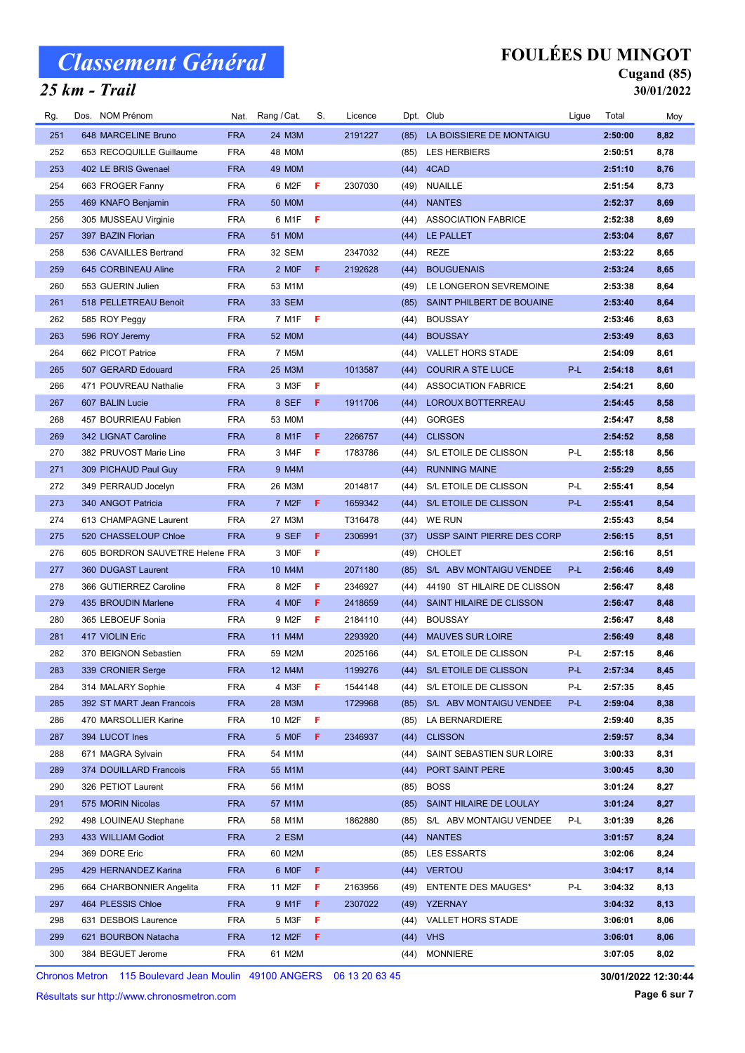# Classement Général

## 25 km - Trail

# FOULÉES DU MINGOT

### Cugand (85)

### 30/01/2022

| Rg. | Dos. | NOM Prénom | Nat. | Rang / Cat. | S. | Licence | Dpt. | Club | Ligue | Total | Moy |
|---|---|---|---|---|---|---|---|---|---|---|---|
| 251 | 648 | MARCELINE Bruno | FRA | 24 M3M | | 2191227 | (85) | LA BOISSIERE DE MONTAIGU | | 2:50:00 | 8,82 |
| 252 | 653 | RECOQUILLE Guillaume | FRA | 48 M0M | | | (85) | LES HERBIERS | | 2:50:51 | 8,78 |
| 253 | 402 | LE BRIS Gwenael | FRA | 49 M0M | | | (44) | 4CAD | | 2:51:10 | 8,76 |
| 254 | 663 | FROGER Fanny | FRA | 6 M2F | F | 2307030 | (49) | NUAILLE | | 2:51:54 | 8,73 |
| 255 | 469 | KNAFO Benjamin | FRA | 50 M0M | | | (44) | NANTES | | 2:52:37 | 8,69 |
| 256 | 305 | MUSSEAU Virginie | FRA | 6 M1F | F | | (44) | ASSOCIATION FABRICE | | 2:52:38 | 8,69 |
| 257 | 397 | BAZIN Florian | FRA | 51 M0M | | | (44) | LE PALLET | | 2:53:04 | 8,67 |
| 258 | 536 | CAVAILLES Bertrand | FRA | 32 SEM | | 2347032 | (44) | REZE | | 2:53:22 | 8,65 |
| 259 | 645 | CORBINEAU Aline | FRA | 2 M0F | F | 2192628 | (44) | BOUGUENAIS | | 2:53:24 | 8,65 |
| 260 | 553 | GUERIN Julien | FRA | 53 M1M | | | (49) | LE LONGERON SEVREMOINE | | 2:53:38 | 8,64 |
| 261 | 518 | PELLETREAU Benoit | FRA | 33 SEM | | | (85) | SAINT PHILBERT DE BOUAINE | | 2:53:40 | 8,64 |
| 262 | 585 | ROY Peggy | FRA | 7 M1F | F | | (44) | BOUSSAY | | 2:53:46 | 8,63 |
| 263 | 596 | ROY Jeremy | FRA | 52 M0M | | | (44) | BOUSSAY | | 2:53:49 | 8,63 |
| 264 | 662 | PICOT Patrice | FRA | 7 M5M | | | (44) | VALLET HORS STADE | | 2:54:09 | 8,61 |
| 265 | 507 | GERARD Edouard | FRA | 25 M3M | | 1013587 | (44) | COURIR A STE LUCE | P-L | 2:54:18 | 8,61 |
| 266 | 471 | POUVREAU Nathalie | FRA | 3 M3F | F | | (44) | ASSOCIATION FABRICE | | 2:54:21 | 8,60 |
| 267 | 607 | BALIN Lucie | FRA | 8 SEF | F | 1911706 | (44) | LOROUX BOTTERREAU | | 2:54:45 | 8,58 |
| 268 | 457 | BOURRIEAU Fabien | FRA | 53 M0M | | | (44) | GORGES | | 2:54:47 | 8,58 |
| 269 | 342 | LIGNAT Caroline | FRA | 8 M1F | F | 2266757 | (44) | CLISSON | | 2:54:52 | 8,58 |
| 270 | 382 | PRUVOST Marie Line | FRA | 3 M4F | F | 1783786 | (44) | S/L ETOILE DE CLISSON | P-L | 2:55:18 | 8,56 |
| 271 | 309 | PICHAUD Paul Guy | FRA | 9 M4M | | | (44) | RUNNING MAINE | | 2:55:29 | 8,55 |
| 272 | 349 | PERRAUD Jocelyn | FRA | 26 M3M | | 2014817 | (44) | S/L ETOILE DE CLISSON | P-L | 2:55:41 | 8,54 |
| 273 | 340 | ANGOT Patricia | FRA | 7 M2F | F | 1659342 | (44) | S/L ETOILE DE CLISSON | P-L | 2:55:41 | 8,54 |
| 274 | 613 | CHAMPAGNE Laurent | FRA | 27 M3M | | T316478 | (44) | WE RUN | | 2:55:43 | 8,54 |
| 275 | 520 | CHASSELOUP Chloe | FRA | 9 SEF | F | 2306991 | (37) | USSP SAINT PIERRE DES CORP | | 2:56:15 | 8,51 |
| 276 | 605 | BORDRON SAUVETRE Helene | FRA | 3 M0F | F | | (49) | CHOLET | | 2:56:16 | 8,51 |
| 277 | 360 | DUGAST Laurent | FRA | 10 M4M | | 2071180 | (85) | S/L ABV MONTAIGU VENDEE | P-L | 2:56:46 | 8,49 |
| 278 | 366 | GUTIERREZ Caroline | FRA | 8 M2F | F | 2346927 | (44) | 44190 ST HILAIRE DE CLISSON | | 2:56:47 | 8,48 |
| 279 | 435 | BROUDIN Marlene | FRA | 4 M0F | F | 2418659 | (44) | SAINT HILAIRE DE CLISSON | | 2:56:47 | 8,48 |
| 280 | 365 | LEBOEUF Sonia | FRA | 9 M2F | F | 2184110 | (44) | BOUSSAY | | 2:56:47 | 8,48 |
| 281 | 417 | VIOLIN Eric | FRA | 11 M4M | | 2293920 | (44) | MAUVES SUR LOIRE | | 2:56:49 | 8,48 |
| 282 | 370 | BEIGNON Sebastien | FRA | 59 M2M | | 2025166 | (44) | S/L ETOILE DE CLISSON | P-L | 2:57:15 | 8,46 |
| 283 | 339 | CRONIER Serge | FRA | 12 M4M | | 1199276 | (44) | S/L ETOILE DE CLISSON | P-L | 2:57:34 | 8,45 |
| 284 | 314 | MALARY Sophie | FRA | 4 M3F | F | 1544148 | (44) | S/L ETOILE DE CLISSON | P-L | 2:57:35 | 8,45 |
| 285 | 392 | ST MART Jean Francois | FRA | 28 M3M | | 1729968 | (85) | S/L ABV MONTAIGU VENDEE | P-L | 2:59:04 | 8,38 |
| 286 | 470 | MARSOLLIER Karine | FRA | 10 M2F | F | | (85) | LA BERNARDIERE | | 2:59:40 | 8,35 |
| 287 | 394 | LUCOT Ines | FRA | 5 M0F | F | 2346937 | (44) | CLISSON | | 2:59:57 | 8,34 |
| 288 | 671 | MAGRA Sylvain | FRA | 54 M1M | | | (44) | SAINT SEBASTIEN SUR LOIRE | | 3:00:33 | 8,31 |
| 289 | 374 | DOUILLARD Francois | FRA | 55 M1M | | | (44) | PORT SAINT PERE | | 3:00:45 | 8,30 |
| 290 | 326 | PETIOT Laurent | FRA | 56 M1M | | | (85) | BOSS | | 3:01:24 | 8,27 |
| 291 | 575 | MORIN Nicolas | FRA | 57 M1M | | | (85) | SAINT HILAIRE DE LOULAY | | 3:01:24 | 8,27 |
| 292 | 498 | LOUINEAU Stephane | FRA | 58 M1M | | 1862880 | (85) | S/L ABV MONTAIGU VENDEE | P-L | 3:01:39 | 8,26 |
| 293 | 433 | WILLIAM Godiot | FRA | 2 ESM | | | (44) | NANTES | | 3:01:57 | 8,24 |
| 294 | 369 | DORE Eric | FRA | 60 M2M | | | (85) | LES ESSARTS | | 3:02:06 | 8,24 |
| 295 | 429 | HERNANDEZ Karina | FRA | 6 M0F | F | | (44) | VERTOU | | 3:04:17 | 8,14 |
| 296 | 664 | CHARBONNIER Angelita | FRA | 11 M2F | F | 2163956 | (49) | ENTENTE DES MAUGES* | P-L | 3:04:32 | 8,13 |
| 297 | 464 | PLESSIS Chloe | FRA | 9 M1F | F | 2307022 | (49) | YZERNAY | | 3:04:32 | 8,13 |
| 298 | 631 | DESBOIS Laurence | FRA | 5 M3F | F | | (44) | VALLET HORS STADE | | 3:06:01 | 8,06 |
| 299 | 621 | BOURBON Natacha | FRA | 12 M2F | F | | (44) | VHS | | 3:06:01 | 8,06 |
| 300 | 384 | BEGUET Jerome | FRA | 61 M2M | | | (44) | MONNIERE | | 3:07:05 | 8,02 |

Chronos Metron 115 Boulevard Jean Moulin 49100 ANGERS 06 13 20 63 45

Résultats sur http://www.chronosmetron.com

30/01/2022 12:30:44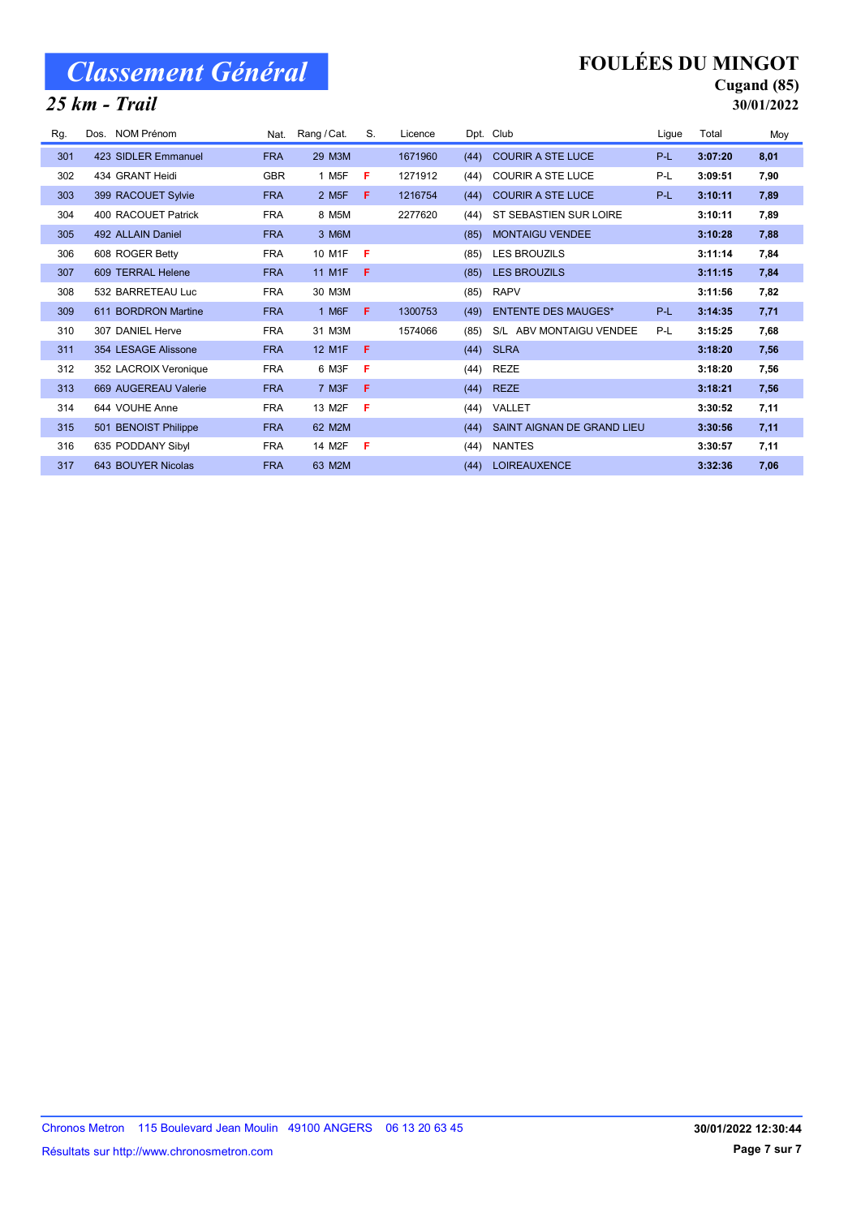# Classement Général

## 25 km - Trail

**FOULÉES DU MINGOT**
**Cugand (85)**
**30/01/2022**

| Rg. | Dos. | NOM Prénom | Nat. | Rang / Cat. | S. | Licence | Dpt. | Club | Ligue | Total | Moy |
|---|---|---|---|---|---|---|---|---|---|---|---|
| 301 | 423 | SIDLER Emmanuel | FRA | 29 M3M | | 1671960 | (44) | COURIR A STE LUCE | P-L | 3:07:20 | 8,01 |
| 302 | 434 | GRANT Heidi | GBR | 1 M5F | F | 1271912 | (44) | COURIR A STE LUCE | P-L | 3:09:51 | 7,90 |
| 303 | 399 | RACOUET Sylvie | FRA | 2 M5F | F | 1216754 | (44) | COURIR A STE LUCE | P-L | 3:10:11 | 7,89 |
| 304 | 400 | RACOUET Patrick | FRA | 8 M5M | | 2277620 | (44) | ST SEBASTIEN SUR LOIRE | | 3:10:11 | 7,89 |
| 305 | 492 | ALLAIN Daniel | FRA | 3 M6M | | | (85) | MONTAIGU VENDEE | | 3:10:28 | 7,88 |
| 306 | 608 | ROGER Betty | FRA | 10 M1F | F | | (85) | LES BROUZILS | | 3:11:14 | 7,84 |
| 307 | 609 | TERRAL Helene | FRA | 11 M1F | F | | (85) | LES BROUZILS | | 3:11:15 | 7,84 |
| 308 | 532 | BARRETEAU Luc | FRA | 30 M3M | | | (85) | RAPV | | 3:11:56 | 7,82 |
| 309 | 611 | BORDRON Martine | FRA | 1 M6F | F | 1300753 | (49) | ENTENTE DES MAUGES* | P-L | 3:14:35 | 7,71 |
| 310 | 307 | DANIEL Herve | FRA | 31 M3M | | 1574066 | (85) | S/L ABV MONTAIGU VENDEE | P-L | 3:15:25 | 7,68 |
| 311 | 354 | LESAGE Alissone | FRA | 12 M1F | F | | (44) | SLRA | | 3:18:20 | 7,56 |
| 312 | 352 | LACROIX Veronique | FRA | 6 M3F | F | | (44) | REZE | | 3:18:20 | 7,56 |
| 313 | 669 | AUGEREAU Valerie | FRA | 7 M3F | F | | (44) | REZE | | 3:18:21 | 7,56 |
| 314 | 644 | VOUHE Anne | FRA | 13 M2F | F | | (44) | VALLET | | 3:30:52 | 7,11 |
| 315 | 501 | BENOIST Philippe | FRA | 62 M2M | | | (44) | SAINT AIGNAN DE GRAND LIEU | | 3:30:56 | 7,11 |
| 316 | 635 | PODDANY Sibyl | FRA | 14 M2F | F | | (44) | NANTES | | 3:30:57 | 7,11 |
| 317 | 643 | BOUYER Nicolas | FRA | 63 M2M | | | (44) | LOIREAUXENCE | | 3:32:36 | 7,06 |

Chronos Metron 115 Boulevard Jean Moulin 49100 ANGERS 06 13 20 63 45

Résultats sur http://www.chronosmetron.com

**30/01/2022 12:30:44**